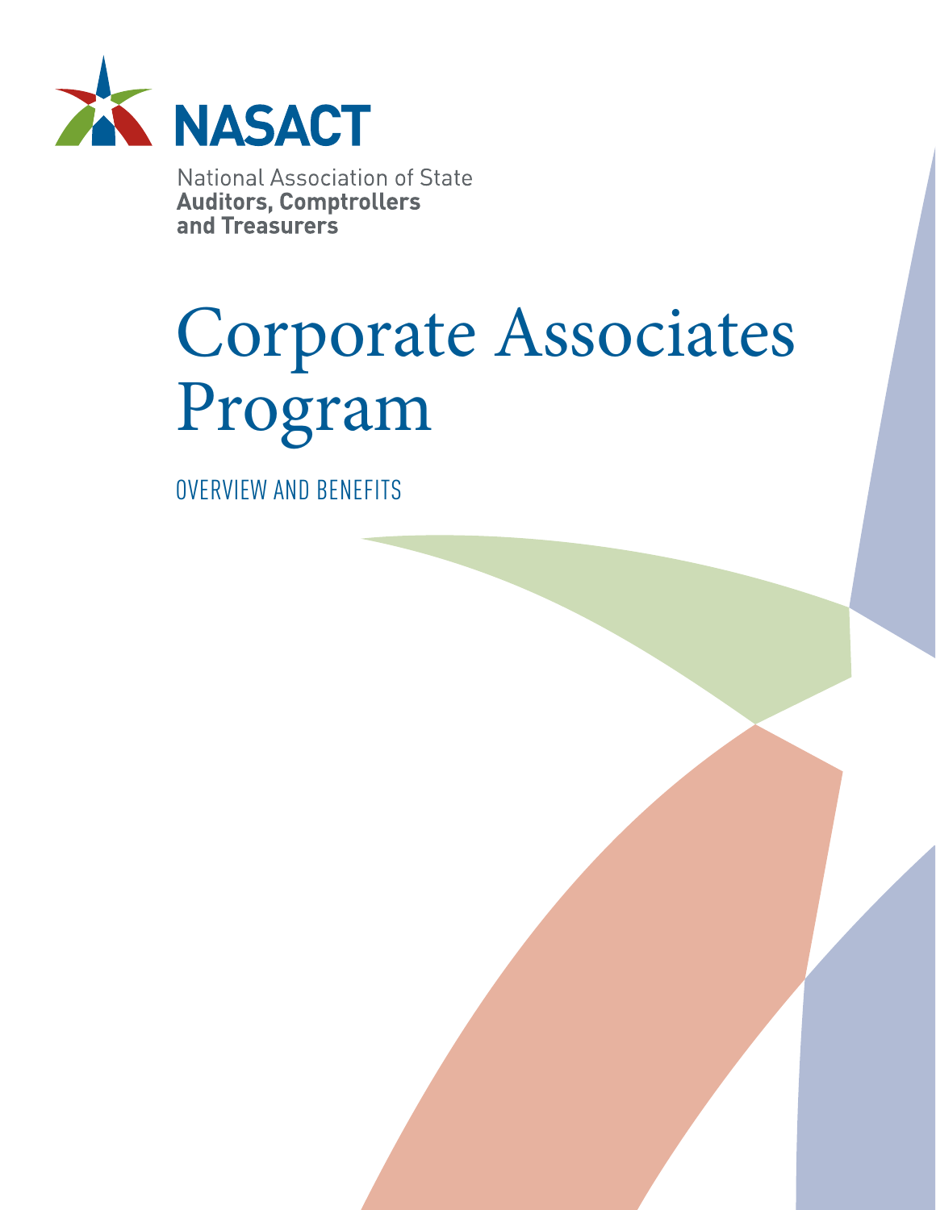**NASACT**

National Association of State
**Auditors, Comptrollers**
**and Treasurers**

# Corporate Associates Program

## OVERVIEW AND BENEFITS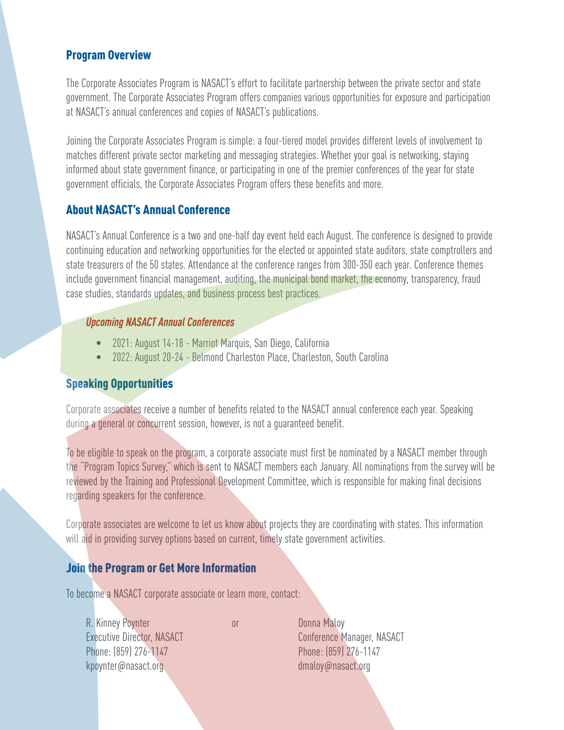## Program Overview

The Corporate Associates Program is NASACT's effort to facilitate partnership between the private sector and state government. The Corporate Associates Program offers companies various opportunities for exposure and participation at NASACT's annual conferences and copies of NASACT's publications.

Joining the Corporate Associates Program is simple: a four-tiered model provides different levels of involvement to matches different private sector marketing and messaging strategies. Whether your goal is networking, staying informed about state government finance, or participating in one of the premier conferences of the year for state government officials, the Corporate Associates Program offers these benefits and more.

## About NASACT's Annual Conference

NASACT's Annual Conference is a two and one-half day event held each August. The conference is designed to provide continuing education and networking opportunities for the elected or appointed state auditors, state comptrollers and state treasurers of the 50 states. Attendance at the conference ranges from 300-350 each year. Conference themes include government financial management, auditing, the municipal bond market, the economy, transparency, fraud case studies, standards updates, and business process best practices.

### *Upcoming NASACT Annual Conferences*

- 2021: August 14-18 - Marriot Marquis, San Diego, California
- 2022: August 20-24 - Belmond Charleston Place, Charleston, South Carolina

## Speaking Opportunities

Corporate associates receive a number of benefits related to the NASACT annual conference each year. Speaking during a general or concurrent session, however, is not a guaranteed benefit.

To be eligible to speak on the program, a corporate associate must first be nominated by a NASACT member through the "Program Topics Survey," which is sent to NASACT members each January. All nominations from the survey will be reviewed by the Training and Professional Development Committee, which is responsible for making final decisions regarding speakers for the conference.

Corporate associates are welcome to let us know about projects they are coordinating with states. This information will aid in providing survey options based on current, timely state government activities.

## Join the Program or Get More Information

To become a NASACT corporate associate or learn more, contact:

R. Kinney Poynter
Executive Director, NASACT
Phone: (859) 276-1147
kpoynter@nasact.org

or

Donna Maloy
Conference Manager, NASACT
Phone: (859) 276-1147
dmaloy@nasact.org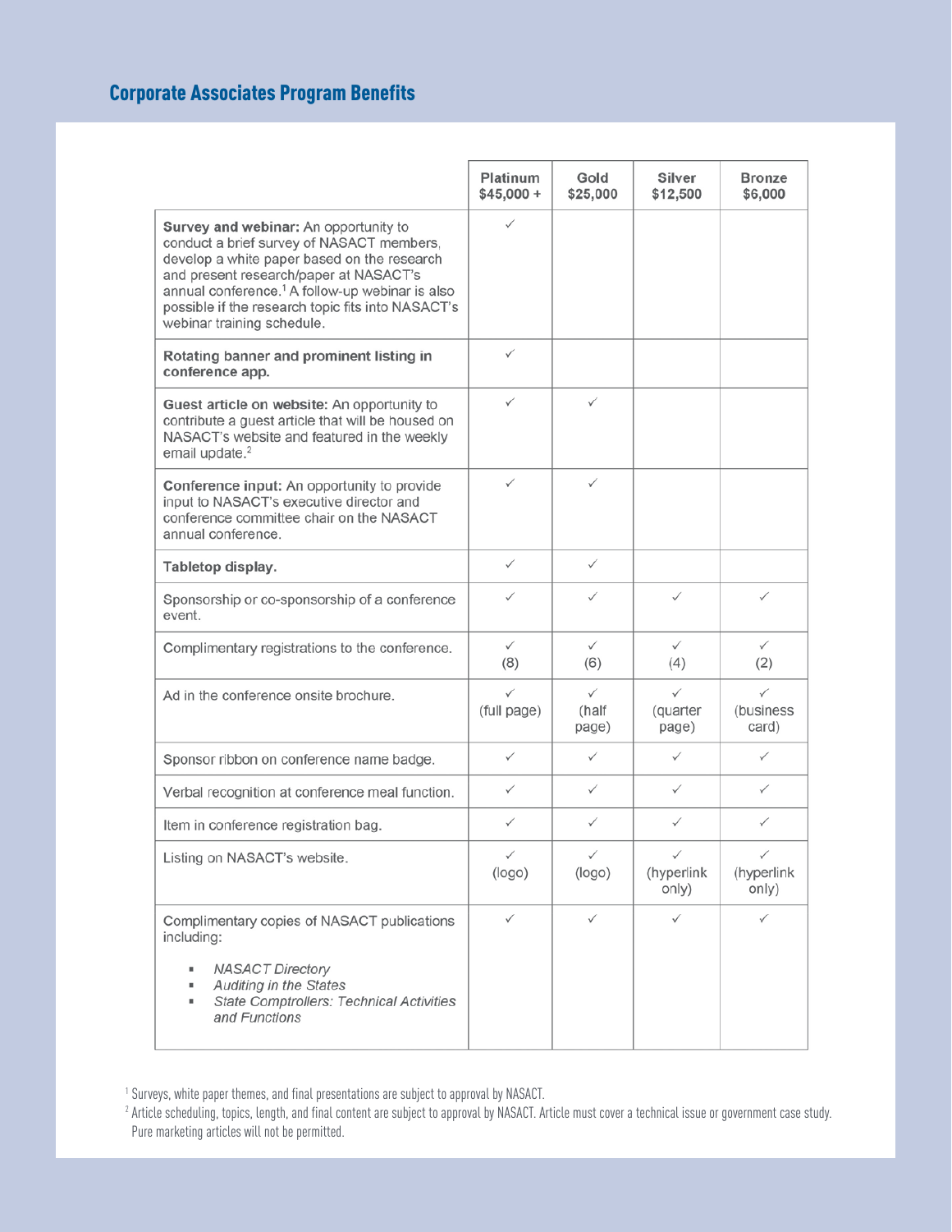## Corporate Associates Program Benefits

| | Platinum $45,000 + | Gold $25,000 | Silver $12,500 | Bronze $6,000 |
|---|---|---|---|---|
| **Survey and webinar:** An opportunity to conduct a brief survey of NASACT members, develop a white paper based on the research and present research/paper at NASACT's annual conference.[1] A follow-up webinar is also possible if the research topic fits into NASACT's webinar training schedule. | ✓ | | | |
| **Rotating banner and prominent listing in conference app.** | ✓ | | | |
| **Guest article on website:** An opportunity to contribute a guest article that will be housed on NASACT's website and featured in the weekly email update.[2] | ✓ | ✓ | | |
| **Conference input:** An opportunity to provide input to NASACT's executive director and conference committee chair on the NASACT annual conference. | ✓ | ✓ | | |
| **Tabletop display.** | ✓ | ✓ | | |
| Sponsorship or co-sponsorship of a conference event. | ✓ | ✓ | ✓ | ✓ |
| Complimentary registrations to the conference. | ✓ (8) | ✓ (6) | ✓ (4) | ✓ (2) |
| Ad in the conference onsite brochure. | ✓ (full page) | ✓ (half page) | ✓ (quarter page) | ✓ (business card) |
| Sponsor ribbon on conference name badge. | ✓ | ✓ | ✓ | ✓ |
| Verbal recognition at conference meal function. | ✓ | ✓ | ✓ | ✓ |
| Item in conference registration bag. | ✓ | ✓ | ✓ | ✓ |
| Listing on NASACT's website. | ✓ (logo) | ✓ (logo) | ✓ (hyperlink only) | ✓ (hyperlink only) |
| Complimentary copies of NASACT publications including: *NASACT Directory*; *Auditing in the States*; *State Comptrollers: Technical Activities and Functions* | ✓ | ✓ | ✓ | ✓ |

[1] Surveys, white paper themes, and final presentations are subject to approval by NASACT.

[2] Article scheduling, topics, length, and final content are subject to approval by NASACT. Article must cover a technical issue or government case study. Pure marketing articles will not be permitted.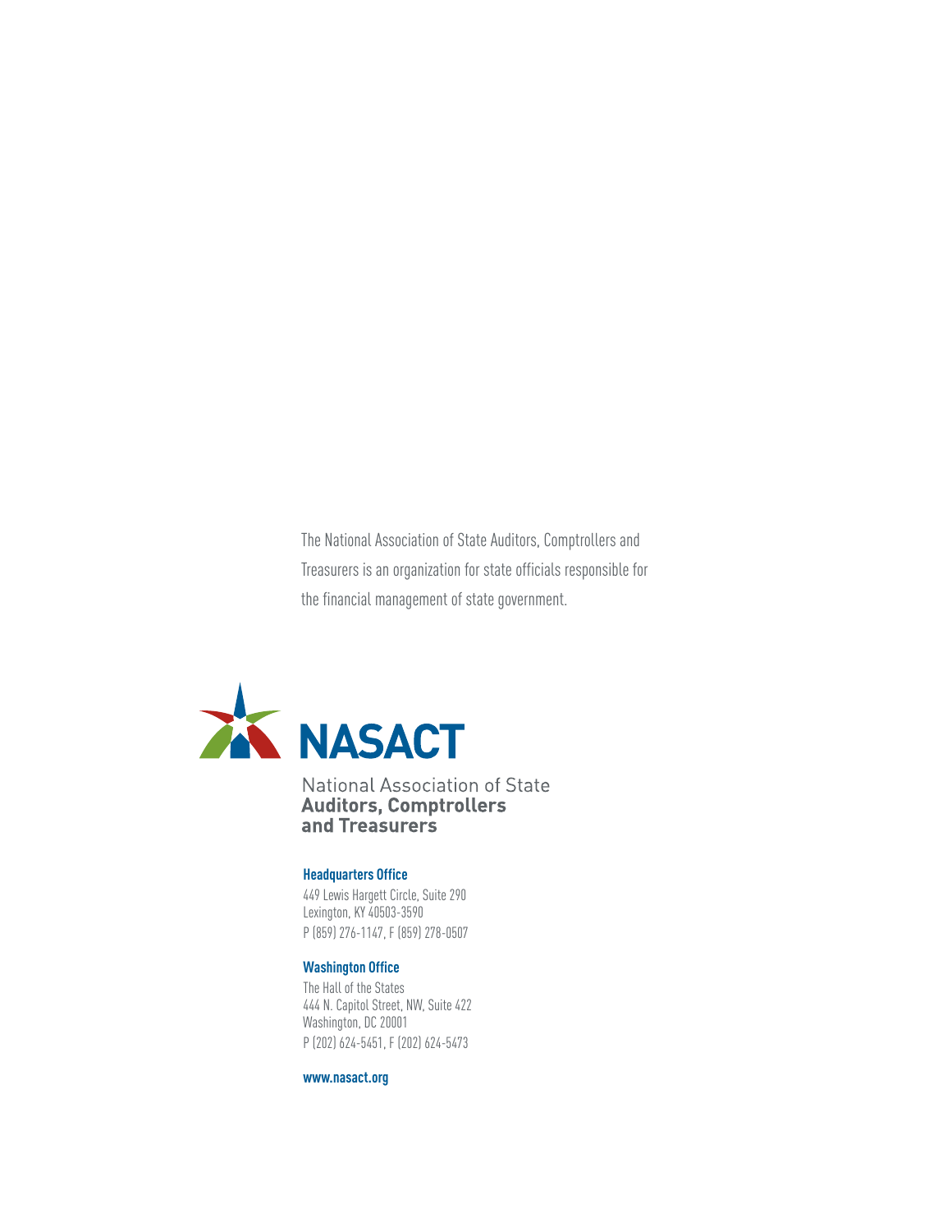The National Association of State Auditors, Comptrollers and Treasurers is an organization for state officials responsible for the financial management of state government.

**NASACT**

National Association of State
**Auditors, Comptrollers and Treasurers**

**Headquarters Office**

449 Lewis Hargett Circle, Suite 290
Lexington, KY 40503-3590
P (859) 276-1147, F (859) 278-0507

**Washington Office**

The Hall of the States
444 N. Capitol Street, NW, Suite 422
Washington, DC 20001
P (202) 624-5451, F (202) 624-5473

**www.nasact.org**